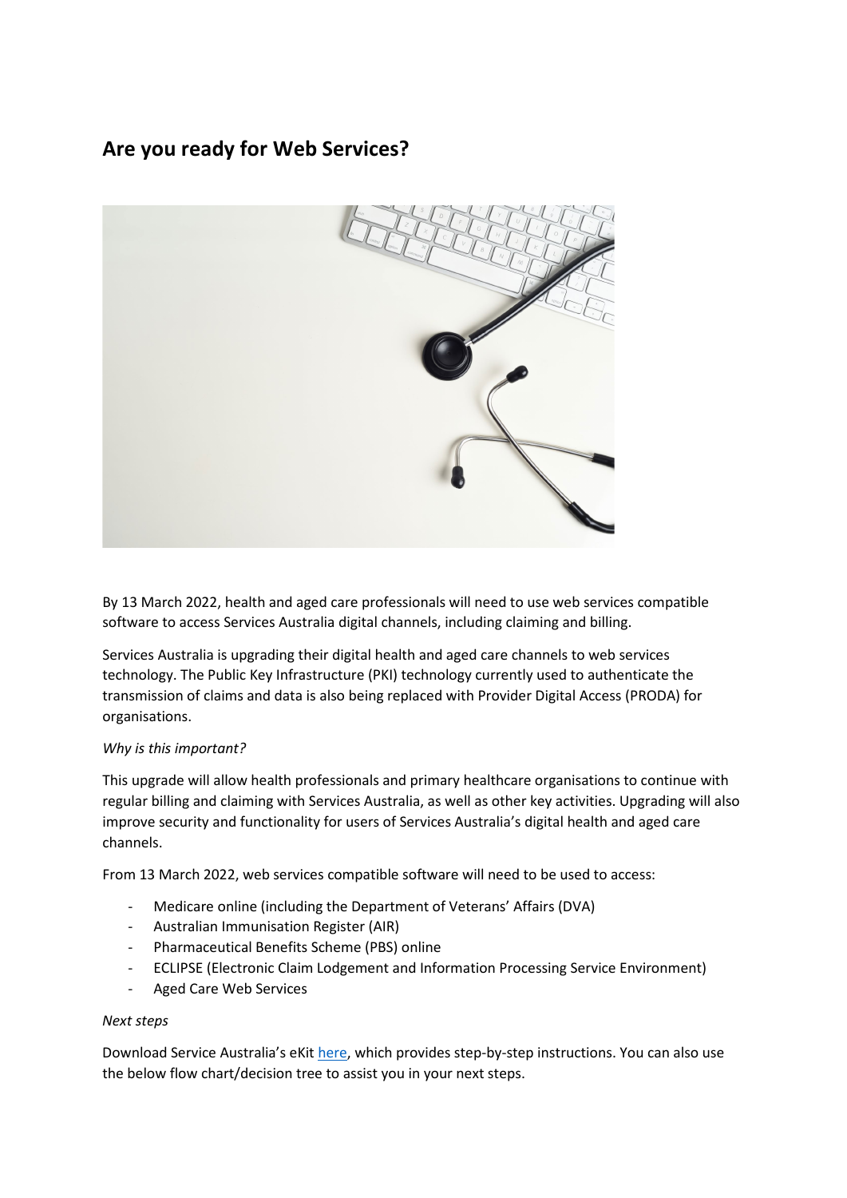# Are you ready for Web Services?

By 13 March 2022, health and aged care professionals will need to use web services compatible software to access Services Australia digital channels, including claiming and billing.

Services Australia is upgrading their digital health and aged care channels to web services technology. The Public Key Infrastructure (PKI) technology currently used to authenticate the transmission of claims and data is also being replaced with Provider Digital Access (PRODA) for organisations.

*Why is this important?*

This upgrade will allow health professionals and primary healthcare organisations to continue with regular billing and claiming with Services Australia, as well as other key activities. Upgrading will also improve security and functionality for users of Services Australia's digital health and aged care channels.

From 13 March 2022, web services compatible software will need to be used to access:

- Medicare online (including the Department of Veterans' Affairs (DVA)
- Australian Immunisation Register (AIR)
- Pharmaceutical Benefits Scheme (PBS) online
- ECLIPSE (Electronic Claim Lodgement and Information Processing Service Environment)
- Aged Care Web Services

*Next steps*

Download Service Australia's eKit here, which provides step-by-step instructions. You can also use the below flow chart/decision tree to assist you in your next steps.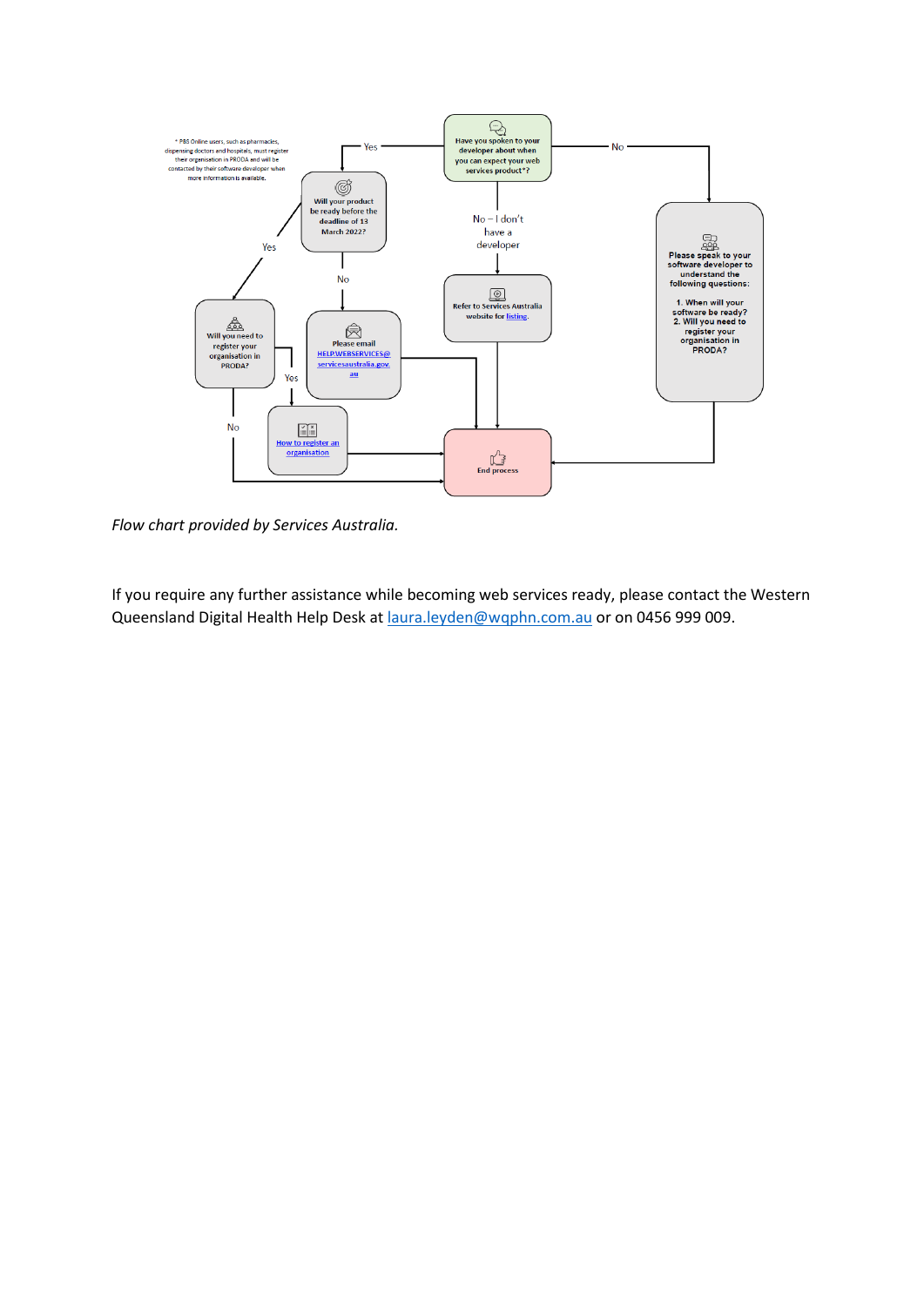* PBS Online users, such as pharmacies, dispensing doctors and hospitals, must register their organisation in PRODA and will be contacted by their software developer when more information is available.

Have you spoken to your developer about when you can expect your web services product*?

Yes

No

No – I don't have a developer

Will your product be ready before the deadline of 13 March 2022?

Yes

No

Will you need to register your organisation in PRODA?

Yes

No

Please email HELP.WEBSERVICES@servicesaustralia.gov.au

Refer to Services Australia website for listing.

Please speak to your software developer to understand the following questions:

1. When will your software be ready?
2. Will you need to register your organisation in PRODA?

How to register an organisation

End process

*Flow chart provided by Services Australia.*

If you require any further assistance while becoming web services ready, please contact the Western Queensland Digital Health Help Desk at laura.leyden@wqphn.com.au or on 0456 999 009.